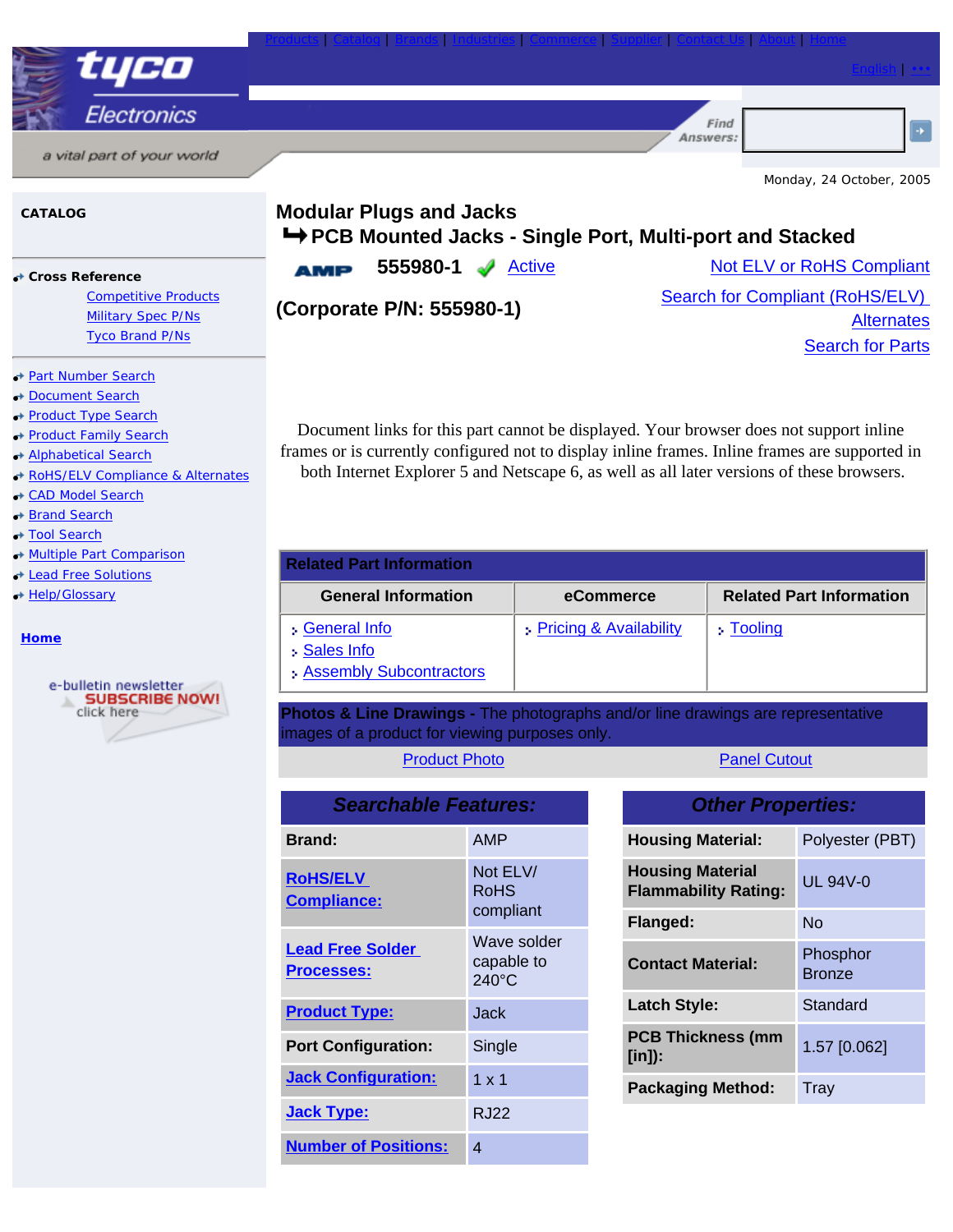Products | Catalog | Brands | Industries | Commerce | Supplier | Contact Us | About | Home

English | •••

tyco Electronics

a vital part of your world

Find Answers:

Monday, 24 October, 2005

**CATALOG**

**Cross Reference**

- Competitive Products
- Military Spec P/Ns
- Tyco Brand P/Ns

- Part Number Search
- Document Search
- Product Type Search
- Product Family Search
- Alphabetical Search
- RoHS/ELV Compliance & Alternates
- CAD Model Search
- Brand Search
- Tool Search
- Multiple Part Comparison
- Lead Free Solutions
- Help/Glossary

**Home**

e-bulletin newsletter SUBSCRIBE NOW! click here

# Modular Plugs and Jacks

## PCB Mounted Jacks - Single Port, Multi-port and Stacked

AMP **555980-1** Active

Not ELV or RoHS Compliant

**(Corporate P/N: 555980-1)**

Search for Compliant (RoHS/ELV) Alternates

Search for Parts

Document links for this part cannot be displayed. Your browser does not support inline frames or is currently configured not to display inline frames. Inline frames are supported in both Internet Explorer 5 and Netscape 6, as well as all later versions of these browsers.

| Related Part Information | | |
|---|---|---|
| **General Information** | **eCommerce** | **Related Part Information** |
| General Info<br>Sales Info<br>Assembly Subcontractors | Pricing & Availability | Tooling |

**Photos & Line Drawings -** The photographs and/or line drawings are representative images of a product for viewing purposes only.

Product Photo | Panel Cutout

| *Searchable Features:* | |
|---|---|
| **Brand:** | AMP |
| **RoHS/ELV Compliance:** | Not ELV/ RoHS compliant |
| **Lead Free Solder Processes:** | Wave solder capable to 240°C |
| **Product Type:** | Jack |
| **Port Configuration:** | Single |
| **Jack Configuration:** | 1 x 1 |
| **Jack Type:** | RJ22 |
| **Number of Positions:** | 4 |

| *Other Properties:* | |
|---|---|
| **Housing Material:** | Polyester (PBT) |
| **Housing Material Flammability Rating:** | UL 94V-0 |
| **Flanged:** | No |
| **Contact Material:** | Phosphor Bronze |
| **Latch Style:** | Standard |
| **PCB Thickness (mm [in]):** | 1.57 [0.062] |
| **Packaging Method:** | Tray |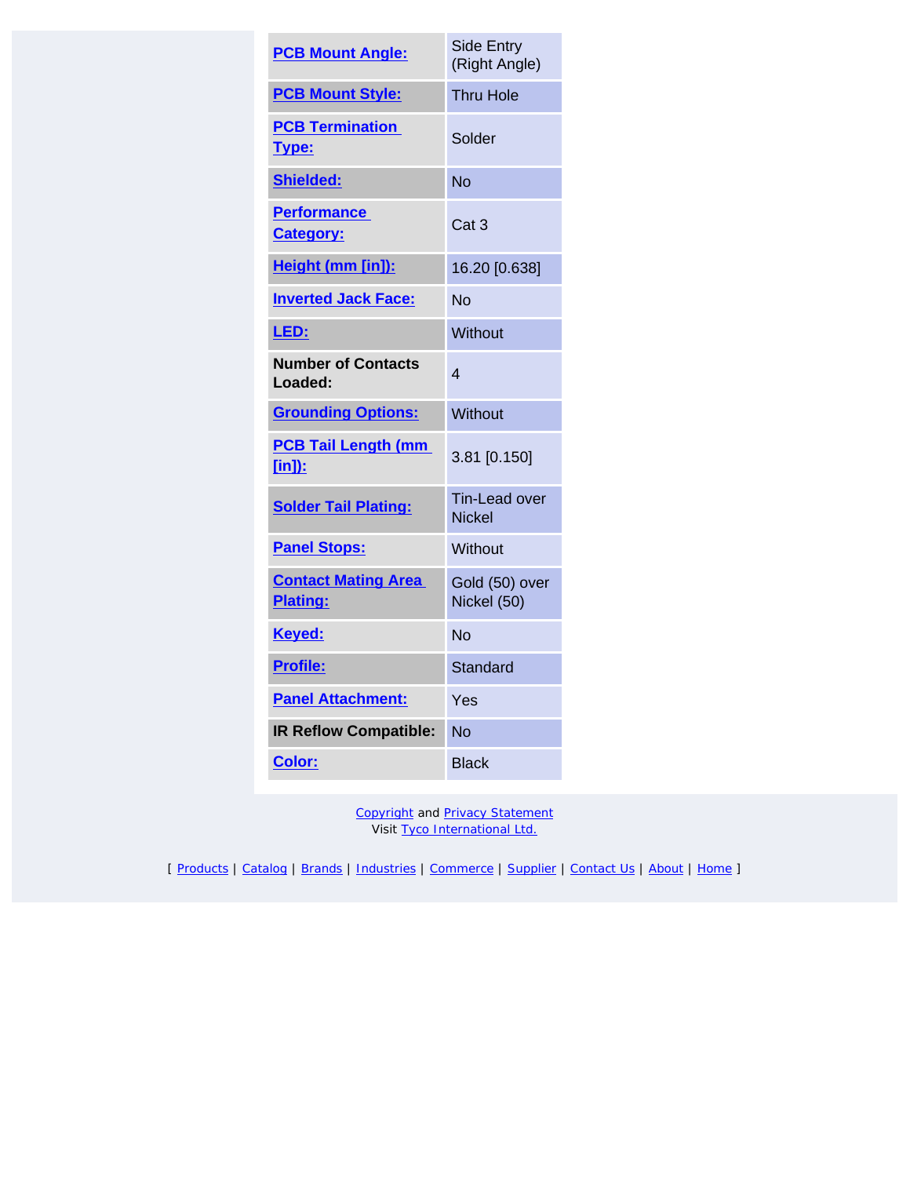| | |
|---|---|
| PCB Mount Angle: | Side Entry (Right Angle) |
| PCB Mount Style: | Thru Hole |
| PCB Termination Type: | Solder |
| Shielded: | No |
| Performance Category: | Cat 3 |
| Height (mm [in]): | 16.20 [0.638] |
| Inverted Jack Face: | No |
| LED: | Without |
| Number of Contacts Loaded: | 4 |
| Grounding Options: | Without |
| PCB Tail Length (mm [in]): | 3.81 [0.150] |
| Solder Tail Plating: | Tin-Lead over Nickel |
| Panel Stops: | Without |
| Contact Mating Area Plating: | Gold (50) over Nickel (50) |
| Keyed: | No |
| Profile: | Standard |
| Panel Attachment: | Yes |
| IR Reflow Compatible: | No |
| Color: | Black |

Copyright and Privacy Statement
Visit Tyco International Ltd.

[ Products | Catalog | Brands | Industries | Commerce | Supplier | Contact Us | About | Home ]